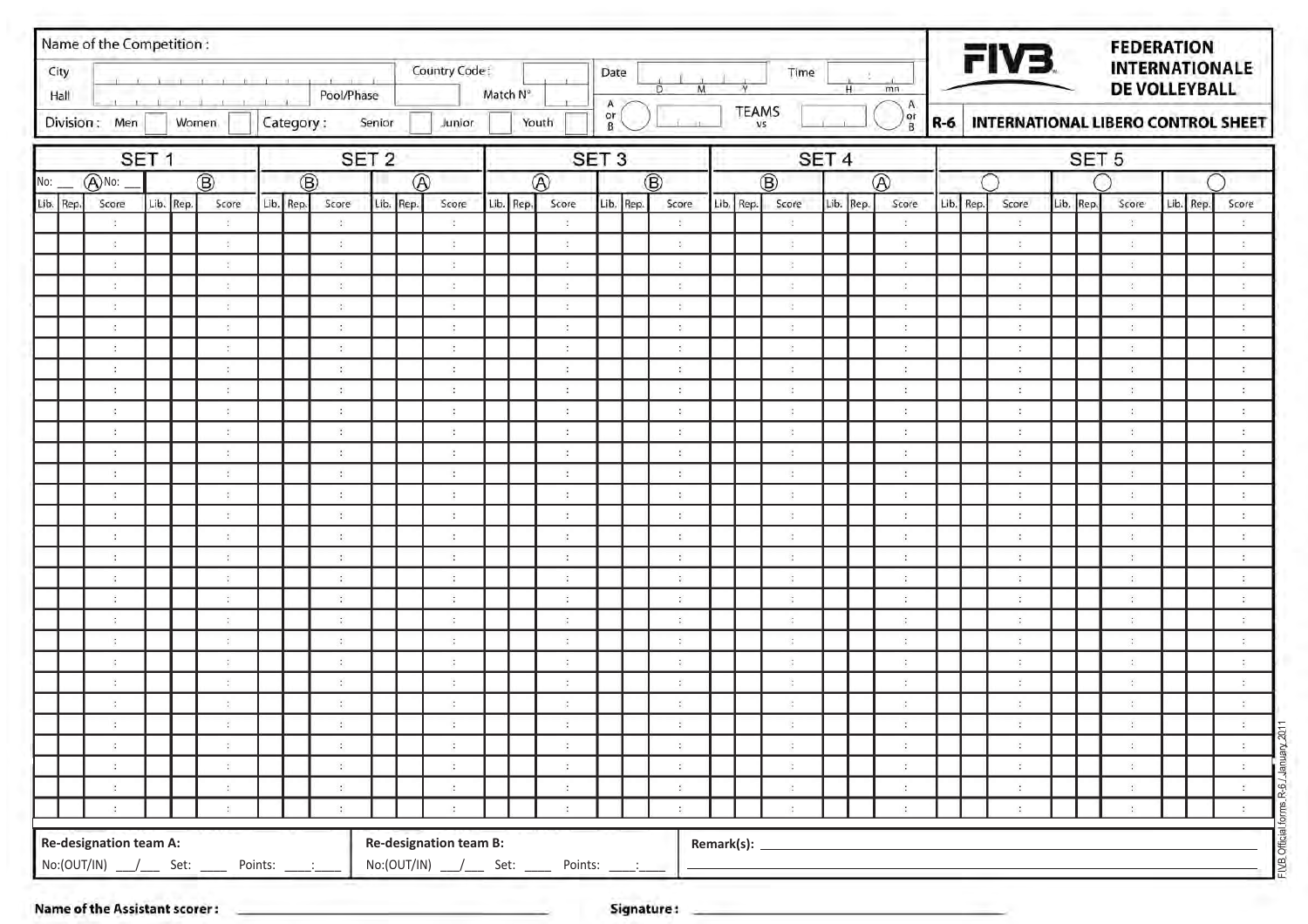# FIVB FEDERATION INTERNATIONALE DE VOLLEYBALL

## R-6 INTERNATIONAL LIBERO CONTROL SHEET

Name of the Competition :

City ______ Country Code : ______

Hall ______ Pool/Phase ______ Match N° ______

Division : Men ☐ Women ☐ Category : Senior ☐ Junior ☐ Youth ☐

Date ___ D ___ M ___ Y ___ Time ___ H : ___ mn

A or B ◯ ______ TEAMS vs ______ ◯ A or B

| SET 1 | | | | | | SET 2 | | | | | | SET 3 | | | | | | SET 4 | | | | | | SET 5 | | | | | | | | |
|---|---|---|---|---|---|---|---|---|---|---|---|---|---|---|---|---|---|---|---|---|---|---|---|---|---|---|---|---|---|---|---|---|
| No: ___ Ⓐ No: ___ | | | Ⓑ | | | Ⓑ | | | Ⓐ | | | Ⓐ | | | Ⓑ | | | Ⓑ | | | Ⓐ | | | ◯ | | | ◯ | | | ◯ | | |
| Lib. | Rep. | Score | Lib. | Rep. | Score | Lib. | Rep. | Score | Lib. | Rep. | Score | Lib. | Rep. | Score | Lib. | Rep. | Score | Lib. | Rep. | Score | Lib. | Rep. | Score | Lib. | Rep. | Score | Lib. | Rep. | Score | Lib. | Rep. | Score |
| | | : | | | : | | | : | | | : | | | : | | | : | | | : | | | : | | | : | | | : | | | : |
| | | : | | | : | | | : | | | : | | | : | | | : | | | : | | | : | | | : | | | : | | | : |
| | | : | | | : | | | : | | | : | | | : | | | : | | | : | | | : | | | : | | | : | | | : |
| | | : | | | : | | | : | | | : | | | : | | | : | | | : | | | : | | | : | | | : | | | : |
| | | : | | | : | | | : | | | : | | | : | | | : | | | : | | | : | | | : | | | : | | | : |
| | | : | | | : | | | : | | | : | | | : | | | : | | | : | | | : | | | : | | | : | | | : |
| | | : | | | : | | | : | | | : | | | : | | | : | | | : | | | : | | | : | | | : | | | : |
| | | : | | | : | | | : | | | : | | | : | | | : | | | : | | | : | | | : | | | : | | | : |
| | | : | | | : | | | : | | | : | | | : | | | : | | | : | | | : | | | : | | | : | | | : |
| | | : | | | : | | | : | | | : | | | : | | | : | | | : | | | : | | | : | | | : | | | : |
| | | : | | | : | | | : | | | : | | | : | | | : | | | : | | | : | | | : | | | : | | | : |
| | | : | | | : | | | : | | | : | | | : | | | : | | | : | | | : | | | : | | | : | | | : |
| | | : | | | : | | | : | | | : | | | : | | | : | | | : | | | : | | | : | | | : | | | : |
| | | : | | | : | | | : | | | : | | | : | | | : | | | : | | | : | | | : | | | : | | | : |
| | | : | | | : | | | : | | | : | | | : | | | : | | | : | | | : | | | : | | | : | | | : |
| | | : | | | : | | | : | | | : | | | : | | | : | | | : | | | : | | | : | | | : | | | : |
| | | : | | | : | | | : | | | : | | | : | | | : | | | : | | | : | | | : | | | : | | | : |
| | | : | | | : | | | : | | | : | | | : | | | : | | | : | | | : | | | : | | | : | | | : |
| | | : | | | : | | | : | | | : | | | : | | | : | | | : | | | : | | | : | | | : | | | : |
| | | : | | | : | | | : | | | : | | | : | | | : | | | : | | | : | | | : | | | : | | | : |
| | | : | | | : | | | : | | | : | | | : | | | : | | | : | | | : | | | : | | | : | | | : |
| | | : | | | : | | | : | | | : | | | : | | | : | | | : | | | : | | | : | | | : | | | : |
| | | : | | | : | | | : | | | : | | | : | | | : | | | : | | | : | | | : | | | : | | | : |
| | | : | | | : | | | : | | | : | | | : | | | : | | | : | | | : | | | : | | | : | | | : |
| | | : | | | : | | | : | | | : | | | : | | | : | | | : | | | : | | | : | | | : | | | : |
| | | : | | | : | | | : | | | : | | | : | | | : | | | : | | | : | | | : | | | : | | | : |
| | | : | | | : | | | : | | | : | | | : | | | : | | | : | | | : | | | : | | | : | | | : |
| | | : | | | : | | | : | | | : | | | : | | | : | | | : | | | : | | | : | | | : | | | : |
| | | : | | | : | | | : | | | : | | | : | | | : | | | : | | | : | | | : | | | : | | | : |

**Re-designation team A:**
No:(OUT/IN) ___/___ Set: ____ Points: ____:____

**Re-designation team B:**
No:(OUT/IN) ___/___ Set: ____ Points: ____:____

**Remark(s):** ______________________________

**Name of the Assistant scorer:** ______________________________ **Signature:** ______________________________

FIVB Official forms R-6 / January 2011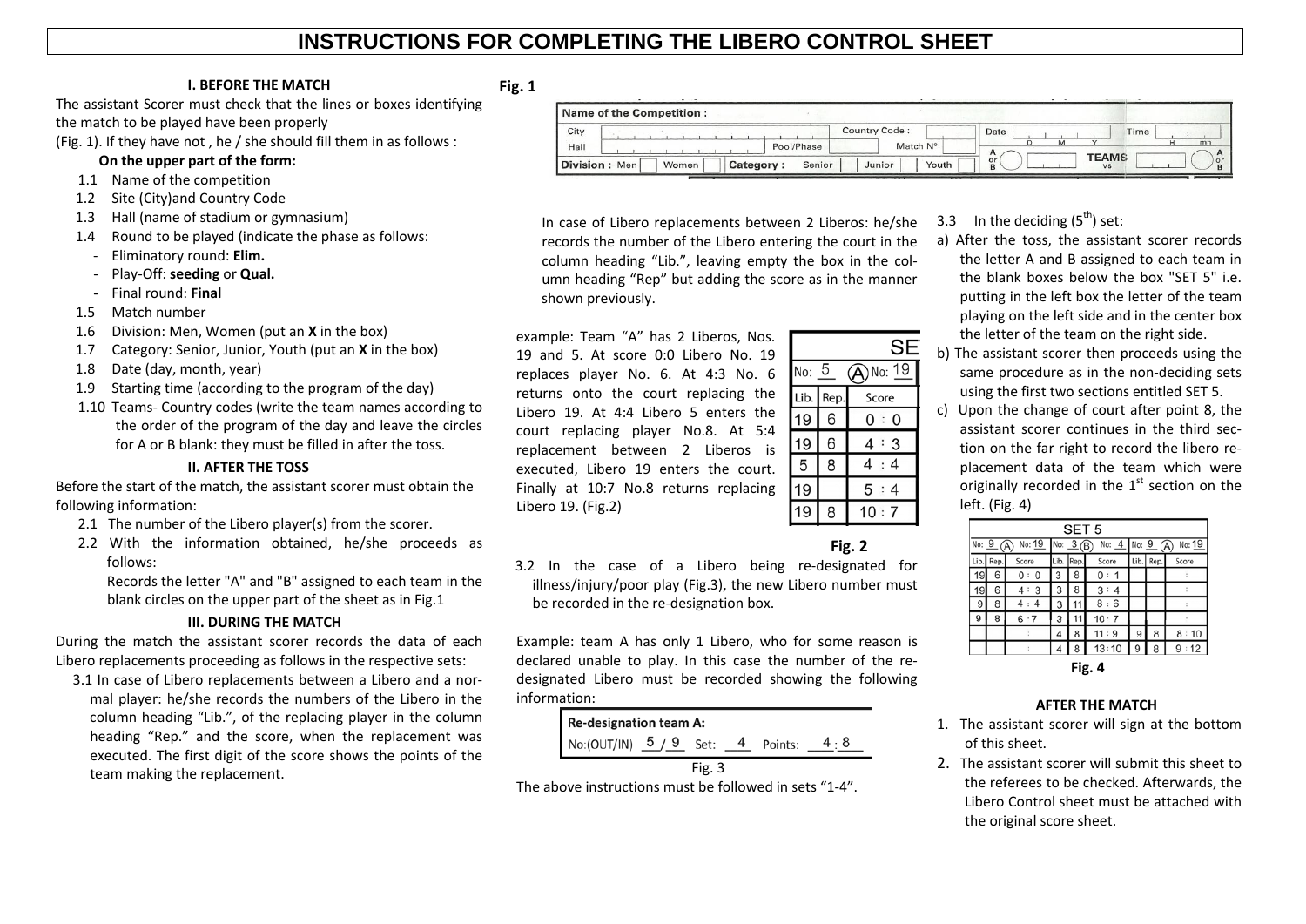# INSTRUCTIONS FOR COMPLETING THE LIBERO CONTROL SHEET

### I. BEFORE THE MATCH

The assistant Scorer must check that the lines or boxes identifying the match to be played have been properly (Fig. 1). If they have not , he / she should fill them in as follows :

**On the upper part of the form:**

1.1 Name of the competition
1.2 Site (City)and Country Code
1.3 Hall (name of stadium or gymnasium)
1.4 Round to be played (indicate the phase as follows:
- Eliminatory round: **Elim.**
- Play-Off: **seeding** or **Qual.**
- Final round: **Final**

1.5 Match number
1.6 Division: Men, Women (put an **X** in the box)
1.7 Category: Senior, Junior, Youth (put an **X** in the box)
1.8 Date (day, month, year)
1.9 Starting time (according to the program of the day)
1.10 Teams- Country codes (write the team names according to the order of the program of the day and leave the circles for A or B blank: they must be filled in after the toss.

### II. AFTER THE TOSS

Before the start of the match, the assistant scorer must obtain the following information:

2.1 The number of the Libero player(s) from the scorer.
2.2 With the information obtained, he/she proceeds as follows:
Records the letter "A" and "B" assigned to each team in the blank circles on the upper part of the sheet as in Fig.1

### III. DURING THE MATCH

During the match the assistant scorer records the data of each Libero replacements proceeding as follows in the respective sets:

3.1 In case of Libero replacements between a Libero and a normal player: he/she records the numbers of the Libero in the column heading "Lib.", of the replacing player in the column heading "Rep." and the score, when the replacement was executed. The first digit of the score shows the points of the team making the replacement.

**Fig. 1**

| Name of the Competition : | | | | |
|---|---|---|---|---|
| City | Country Code : | Date (D M Y) | Time (H mn) | |
| Hall | Pool/Phase | Match N° | A or B | TEAMS vs | A or B |
| Division : Men ☐ Women ☐ | Category : Senior ☐ Junior ☐ Youth ☐ | | | |

In case of Libero replacements between 2 Liberos: he/she records the number of the Libero entering the court in the column heading "Lib.", leaving empty the box in the column heading "Rep" but adding the score as in the manner shown previously.

example: Team "A" has 2 Liberos, Nos. 19 and 5. At score 0:0 Libero No. 19 replaces player No. 6. At 4:3 No. 6 returns onto the court replacing the Libero 19. At 4:4 Libero 5 enters the court replacing player No.8. At 5:4 replacement between 2 Liberos is executed, Libero 19 enters the court. Finally at 10:7 No.8 returns replacing Libero 19. (Fig.2)

| No: 5 | (A) No: 19 | |
|---|---|---|
| Lib. | Rep. | Score |
| 19 | 6 | 0 : 0 |
| 19 | 6 | 4 : 3 |
| 5 | 8 | 4 : 4 |
| 19 | | 5 : 4 |
| 19 | 8 | 10 : 7 |

**Fig. 2**

3.2 In the case of a Libero being re-designated for illness/injury/poor play (Fig.3), the new Libero number must be recorded in the re-designation box.

Example: team A has only 1 Libero, who for some reason is declared unable to play. In this case the number of the re-designated Libero must be recorded showing the following information:

**Re-designation team A:**
No:(OUT/IN) 5 / 9 Set: 4 Points: 4 : 8

Fig. 3

The above instructions must be followed in sets "1-4".

3.3 In the deciding (5[th]) set:

a) After the toss, the assistant scorer records the letter A and B assigned to each team in the blank boxes below the box "SET 5" i.e. putting in the left box the letter of the team playing on the left side and in the center box the letter of the team on the right side.

b) The assistant scorer then proceeds using the same procedure as in the non-deciding sets using the first two sections entitled SET 5.

c) Upon the change of court after point 8, the assistant scorer continues in the third section on the far right to record the libero replacement data of the team which were originally recorded in the 1[st] section on the left. (Fig. 4)

| SET 5 | | | | | | | | |
|---|---|---|---|---|---|---|---|---|
| No: 9 (A) No: 19 | | | No: 3 (B) No: 4 | | | No: 9 (A) No: 19 | | |
| Lib. | Rep. | Score | Lib. | Rep. | Score | Lib. | Rep. | Score |
| 19 | 6 | 0 : 0 | 3 | 8 | 0 : 1 | | | : |
| 19 | 6 | 4 : 3 | 3 | 8 | 3 : 4 | | | : |
| 9 | 8 | 4 : 4 | 3 | 11 | 8 : 6 | | | : |
| 9 | 8 | 6 : 7 | 3 | 11 | 10 : 7 | | | : |
| | | : | 4 | 8 | 11 : 9 | 9 | 8 | 8 : 10 |
| | | : | 4 | 8 | 13 : 10 | 9 | 8 | 9 : 12 |

**Fig. 4**

### AFTER THE MATCH

1. The assistant scorer will sign at the bottom of this sheet.
2. The assistant scorer will submit this sheet to the referees to be checked. Afterwards, the Libero Control sheet must be attached with the original score sheet.